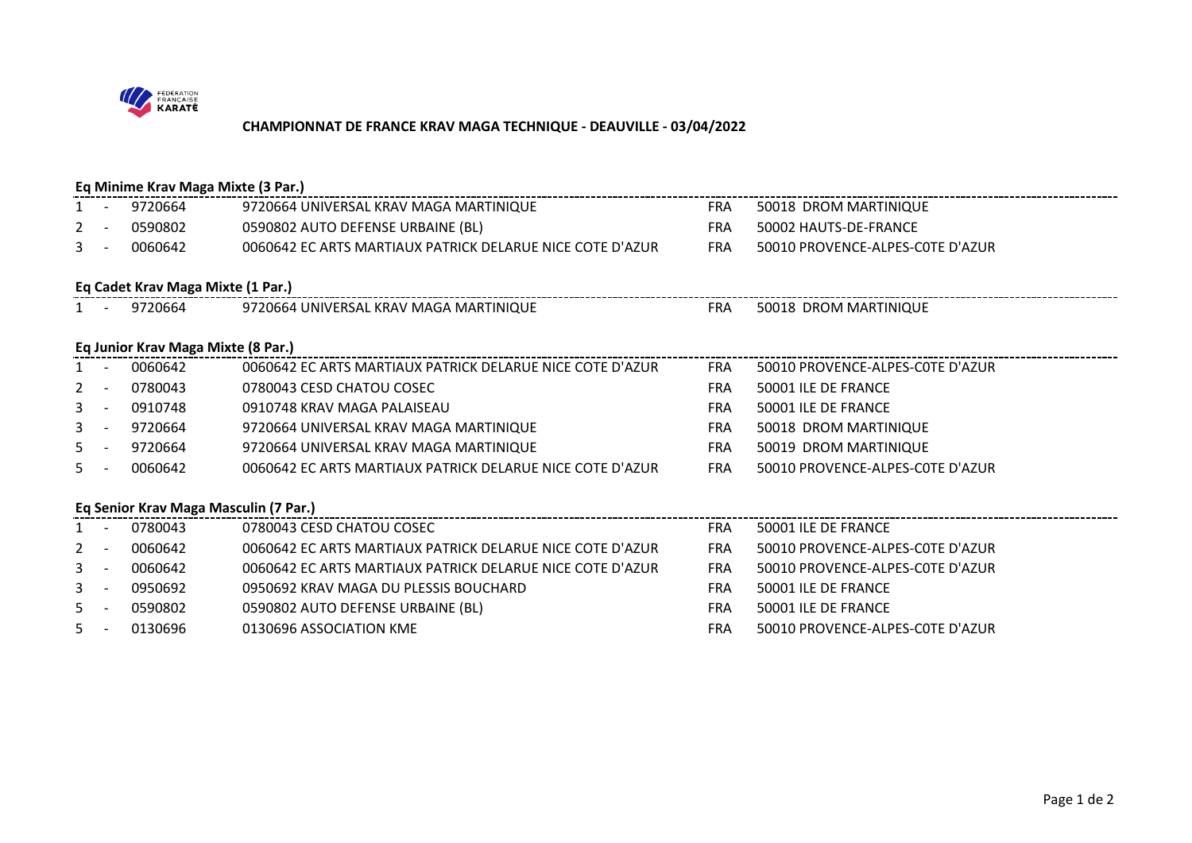**CHAMPIONNAT DE FRANCE KRAV MAGA TECHNIQUE - DEAUVILLE - 03/04/2022**

**Eq Minime Krav Maga Mixte (3 Par.)**

| | | | | | |
|---|---|---|---|---|---|
| 1 | - | 9720664 | 9720664 UNIVERSAL KRAV MAGA MARTINIQUE | FRA | 50018 DROM MARTINIQUE |
| 2 | - | 0590802 | 0590802 AUTO DEFENSE URBAINE (BL) | FRA | 50002 HAUTS-DE-FRANCE |
| 3 | - | 0060642 | 0060642 EC ARTS MARTIAUX PATRICK DELARUE NICE COTE D'AZUR | FRA | 50010 PROVENCE-ALPES-COTE D'AZUR |

**Eq Cadet Krav Maga Mixte (1 Par.)**

| | | | | | |
|---|---|---|---|---|---|
| 1 | - | 9720664 | 9720664 UNIVERSAL KRAV MAGA MARTINIQUE | FRA | 50018 DROM MARTINIQUE |

**Eq Junior Krav Maga Mixte (8 Par.)**

| | | | | | |
|---|---|---|---|---|---|
| 1 | - | 0060642 | 0060642 EC ARTS MARTIAUX PATRICK DELARUE NICE COTE D'AZUR | FRA | 50010 PROVENCE-ALPES-COTE D'AZUR |
| 2 | - | 0780043 | 0780043 CESD CHATOU COSEC | FRA | 50001 ILE DE FRANCE |
| 3 | - | 0910748 | 0910748 KRAV MAGA PALAISEAU | FRA | 50001 ILE DE FRANCE |
| 3 | - | 9720664 | 9720664 UNIVERSAL KRAV MAGA MARTINIQUE | FRA | 50018 DROM MARTINIQUE |
| 5 | - | 9720664 | 9720664 UNIVERSAL KRAV MAGA MARTINIQUE | FRA | 50019 DROM MARTINIQUE |
| 5 | - | 0060642 | 0060642 EC ARTS MARTIAUX PATRICK DELARUE NICE COTE D'AZUR | FRA | 50010 PROVENCE-ALPES-COTE D'AZUR |

**Eq Senior Krav Maga Masculin (7 Par.)**

| | | | | | |
|---|---|---|---|---|---|
| 1 | - | 0780043 | 0780043 CESD CHATOU COSEC | FRA | 50001 ILE DE FRANCE |
| 2 | - | 0060642 | 0060642 EC ARTS MARTIAUX PATRICK DELARUE NICE COTE D'AZUR | FRA | 50010 PROVENCE-ALPES-COTE D'AZUR |
| 3 | - | 0060642 | 0060642 EC ARTS MARTIAUX PATRICK DELARUE NICE COTE D'AZUR | FRA | 50010 PROVENCE-ALPES-COTE D'AZUR |
| 3 | - | 0950692 | 0950692 KRAV MAGA DU PLESSIS BOUCHARD | FRA | 50001 ILE DE FRANCE |
| 5 | - | 0590802 | 0590802 AUTO DEFENSE URBAINE (BL) | FRA | 50001 ILE DE FRANCE |
| 5 | - | 0130696 | 0130696 ASSOCIATION KME | FRA | 50010 PROVENCE-ALPES-COTE D'AZUR |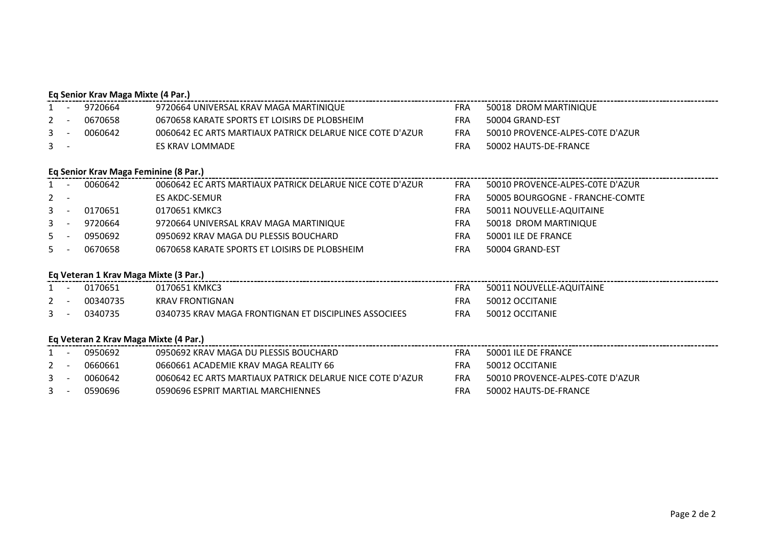**Eq Senior Krav Maga Mixte (4 Par.)**

| | | | | | |
|---|---|---|---|---|---|
| 1 | - | 9720664 | 9720664 UNIVERSAL KRAV MAGA MARTINIQUE | FRA | 50018 DROM MARTINIQUE |
| 2 | - | 0670658 | 0670658 KARATE SPORTS ET LOISIRS DE PLOBSHEIM | FRA | 50004 GRAND-EST |
| 3 | - | 0060642 | 0060642 EC ARTS MARTIAUX PATRICK DELARUE NICE COTE D'AZUR | FRA | 50010 PROVENCE-ALPES-C0TE D'AZUR |
| 3 | - | | ES KRAV LOMMADE | FRA | 50002 HAUTS-DE-FRANCE |

**Eq Senior Krav Maga Feminine (8 Par.)**

| | | | | | |
|---|---|---|---|---|---|
| 1 | - | 0060642 | 0060642 EC ARTS MARTIAUX PATRICK DELARUE NICE COTE D'AZUR | FRA | 50010 PROVENCE-ALPES-C0TE D'AZUR |
| 2 | - | | ES AKDC-SEMUR | FRA | 50005 BOURGOGNE - FRANCHE-COMTE |
| 3 | - | 0170651 | 0170651 KMKC3 | FRA | 50011 NOUVELLE-AQUITAINE |
| 3 | - | 9720664 | 9720664 UNIVERSAL KRAV MAGA MARTINIQUE | FRA | 50018 DROM MARTINIQUE |
| 5 | - | 0950692 | 0950692 KRAV MAGA DU PLESSIS BOUCHARD | FRA | 50001 ILE DE FRANCE |
| 5 | - | 0670658 | 0670658 KARATE SPORTS ET LOISIRS DE PLOBSHEIM | FRA | 50004 GRAND-EST |

**Eq Veteran 1 Krav Maga Mixte (3 Par.)**

| | | | | | |
|---|---|---|---|---|---|
| 1 | - | 0170651 | 0170651 KMKC3 | FRA | 50011 NOUVELLE-AQUITAINE |
| 2 | - | 00340735 | KRAV FRONTIGNAN | FRA | 50012 OCCITANIE |
| 3 | - | 0340735 | 0340735 KRAV MAGA FRONTIGNAN ET DISCIPLINES ASSOCIEES | FRA | 50012 OCCITANIE |

**Eq Veteran 2 Krav Maga Mixte (4 Par.)**

| | | | | | |
|---|---|---|---|---|---|
| 1 | - | 0950692 | 0950692 KRAV MAGA DU PLESSIS BOUCHARD | FRA | 50001 ILE DE FRANCE |
| 2 | - | 0660661 | 0660661 ACADEMIE KRAV MAGA REALITY 66 | FRA | 50012 OCCITANIE |
| 3 | - | 0060642 | 0060642 EC ARTS MARTIAUX PATRICK DELARUE NICE COTE D'AZUR | FRA | 50010 PROVENCE-ALPES-C0TE D'AZUR |
| 3 | - | 0590696 | 0590696 ESPRIT MARTIAL MARCHIENNES | FRA | 50002 HAUTS-DE-FRANCE |